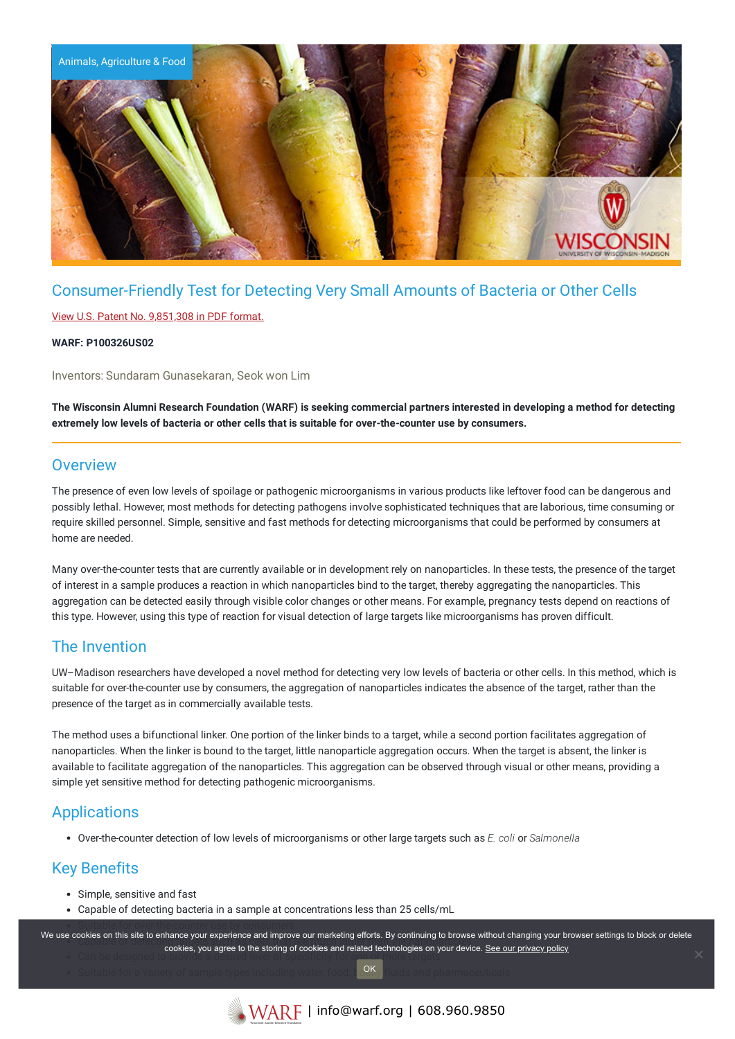Animals, Agriculture & Food

# Consumer-Friendly Test for Detecting Very Small Amounts of Bacteria or Other Cells

View U.S. Patent No. 9,851,308 in PDF format.

**WARF: P100326US02**

Inventors: Sundaram Gunasekaran, Seok won Lim

**The Wisconsin Alumni Research Foundation (WARF) is seeking commercial partners interested in developing a method for detecting extremely low levels of bacteria or other cells that is suitable for over-the-counter use by consumers.**

## Overview

The presence of even low levels of spoilage or pathogenic microorganisms in various products like leftover food can be dangerous and possibly lethal. However, most methods for detecting pathogens involve sophisticated techniques that are laborious, time consuming or require skilled personnel. Simple, sensitive and fast methods for detecting microorganisms that could be performed by consumers at home are needed.

Many over-the-counter tests that are currently available or in development rely on nanoparticles. In these tests, the presence of the target of interest in a sample produces a reaction in which nanoparticles bind to the target, thereby aggregating the nanoparticles. This aggregation can be detected easily through visible color changes or other means. For example, pregnancy tests depend on reactions of this type. However, using this type of reaction for visual detection of large targets like microorganisms has proven difficult.

## The Invention

UW–Madison researchers have developed a novel method for detecting very low levels of bacteria or other cells. In this method, which is suitable for over-the-counter use by consumers, the aggregation of nanoparticles indicates the absence of the target, rather than the presence of the target as in commercially available tests.

The method uses a bifunctional linker. One portion of the linker binds to a target, while a second portion facilitates aggregation of nanoparticles. When the linker is bound to the target, little nanoparticle aggregation occurs. When the target is absent, the linker is available to facilitate aggregation of the nanoparticles. This aggregation can be observed through visual or other means, providing a simple yet sensitive method for detecting pathogenic microorganisms.

## Applications

- Over-the-counter detection of low levels of microorganisms or other large targets such as *E. coli* or *Salmonella*

## Key Benefits

- Simple, sensitive and fast
- Capable of detecting bacteria in a sample at concentrations less than 25 cells/mL
- Suitable for over-the-counter use by consumers
- Capable of detect...
- Can be designed to ...
- Suitable for a variety of sample types including water, food, ... fluids and pharmaceuticals

We use cookies on this site to enhance your experience and improve our marketing efforts. By continuing to browse without changing your browser settings to block or delete cookies, you agree to the storing of cookies and related technologies on your device. See our privacy policy

OK

WARF | info@warf.org | 608.960.9850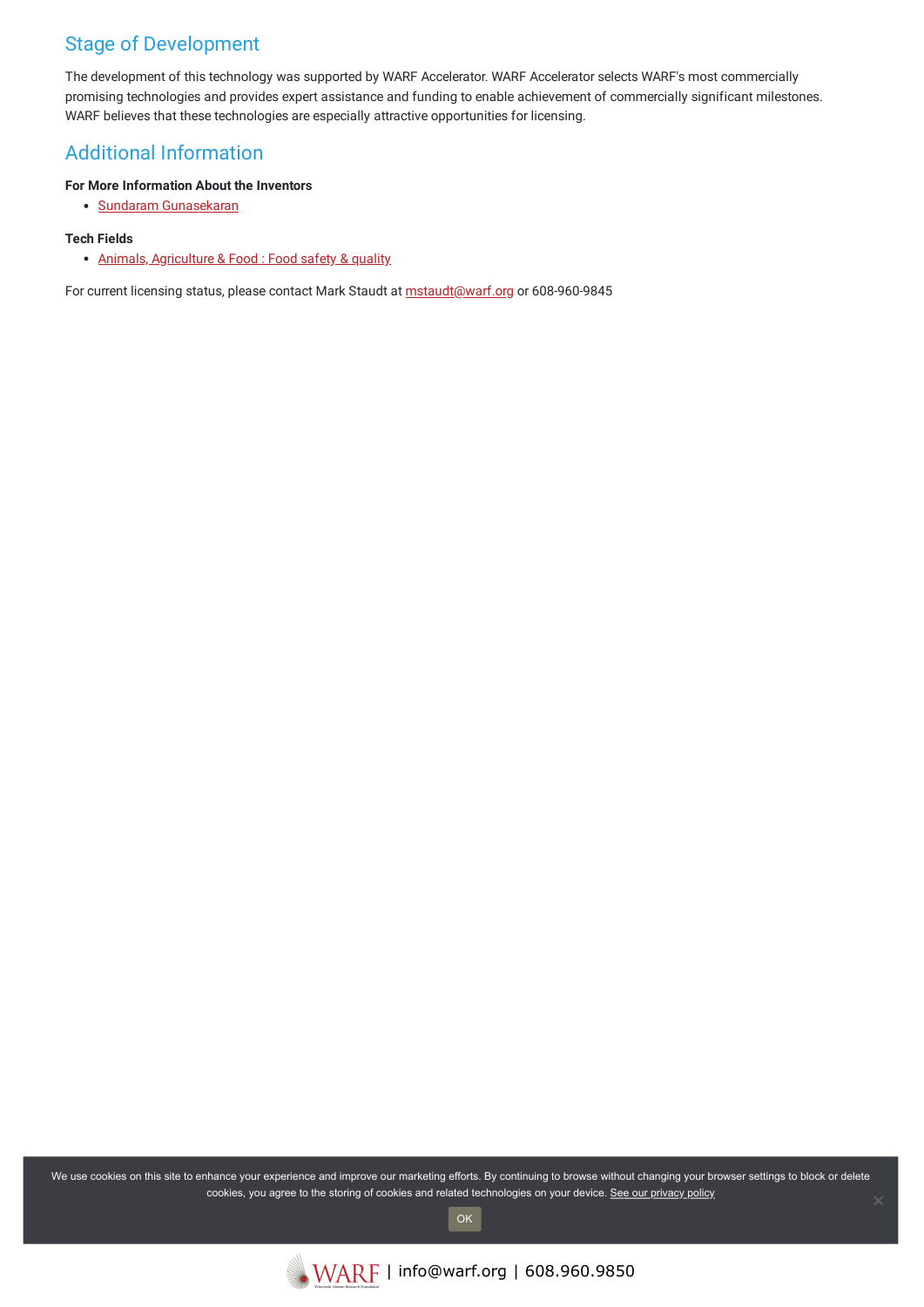## Stage of Development

The development of this technology was supported by WARF Accelerator. WARF Accelerator selects WARF's most commercially promising technologies and provides expert assistance and funding to enable achievement of commercially significant milestones. WARF believes that these technologies are especially attractive opportunities for licensing.

## Additional Information

**For More Information About the Inventors**

- Sundaram Gunasekaran

**Tech Fields**

- Animals, Agriculture & Food : Food safety & quality

For current licensing status, please contact Mark Staudt at mstaudt@warf.org or 608-960-9845